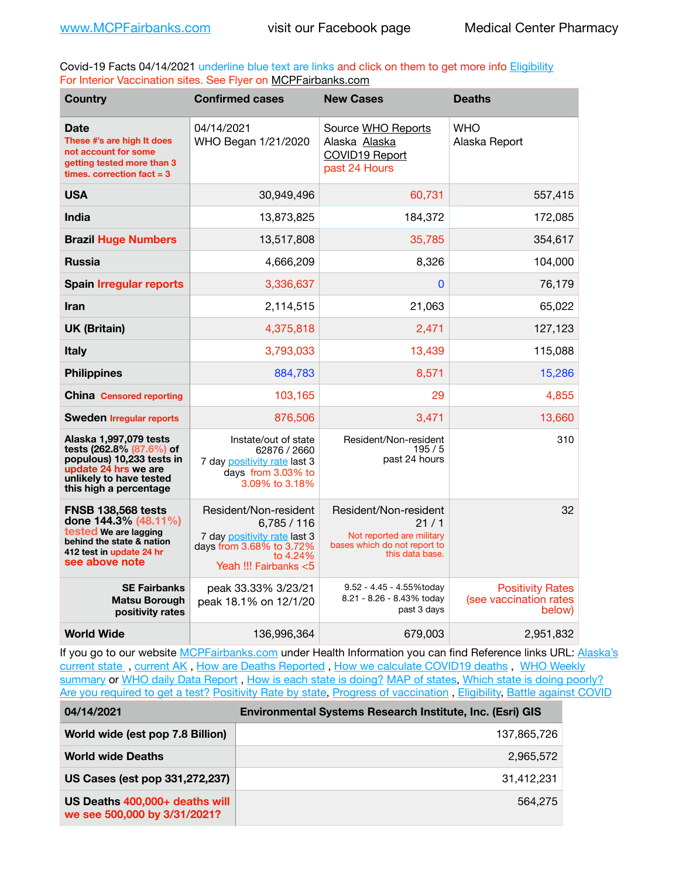www.MCPFairbanks.com visit our Facebook page Medical Center Pharmacy

Covid-19 Facts 04/14/2021 underline blue text are links and click on them to get more info Eligibility For Interior Vaccination sites. See Flyer on MCPFairbanks.com

| Country | Confirmed cases | New Cases | Deaths |
|---|---|---|---|
| **Date** These #'s are high It does not account for some getting tested more than 3 times. correction fact = 3 | 04/14/2021 WHO Began 1/21/2020 | Source WHO Reports Alaska Alaska COVID19 Report past 24 Hours | WHO Alaska Report |
| **USA** | 30,949,496 | 60,731 | 557,415 |
| **India** | 13,873,825 | 184,372 | 172,085 |
| **Brazil Huge Numbers** | 13,517,808 | 35,785 | 354,617 |
| **Russia** | 4,666,209 | 8,326 | 104,000 |
| **Spain Irregular reports** | 3,336,637 | 0 | 76,179 |
| **Iran** | 2,114,515 | 21,063 | 65,022 |
| **UK (Britain)** | 4,375,818 | 2,471 | 127,123 |
| **Italy** | 3,793,033 | 13,439 | 115,088 |
| **Philippines** | 884,783 | 8,571 | 15,286 |
| **China Censored reporting** | 103,165 | 29 | 4,855 |
| **Sweden Irregular reports** | 876,506 | 3,471 | 13,660 |
| **Alaska 1,997,079 tests tests (262.8% (87.6%) of populous) 10,233 tests in update 24 hrs we are unlikely to have tested this high a percentage** | Instate/out of state 62876 / 2660 7 day positivity rate last 3 days from 3.03% to 3.09% to 3.18% | Resident/Non-resident 195 / 5 past 24 hours | 310 |
| **FNSB 138,568 tests done 144.3% (48.11%) tested We are lagging behind the state & nation 412 test in update 24 hr see above note** | Resident/Non-resident 6,785 / 116 7 day positivity rate last 3 days from 3.68% to 3.72% to 4.24% Yeah !!! Fairbanks <5 | Resident/Non-resident 21 / 1 Not reported are military bases which do not report to this data base. | 32 |
| **SE Fairbanks Matsu Borough positivity rates** | peak 33.33% 3/23/21 peak 18.1% on 12/1/20 | 9.52 - 4.45 - 4.55%today 8.21 - 8.26 - 8.43% today past 3 days | Positivity Rates (see vaccination rates below) |
| **World Wide** | 136,996,364 | 679,003 | 2,951,832 |

If you go to our website MCPFairbanks.com under Health Information you can find Reference links URL: Alaska's current state , current AK , How are Deaths Reported , How we calculate COVID19 deaths , WHO Weekly summary or WHO daily Data Report , How is each state is doing? MAP of states, Which state is doing poorly? Are you required to get a test? Positivity Rate by state, Progress of vaccination , Eligibility, Battle against COVID

| 04/14/2021 | Environmental Systems Research Institute, Inc. (Esri) GIS |
|---|---|
| **World wide (est pop 7.8 Billion)** | 137,865,726 |
| **World wide Deaths** | 2,965,572 |
| **US Cases (est pop 331,272,237)** | 31,412,231 |
| **US Deaths 400,000+ deaths will we see 500,000 by 3/31/2021?** | 564,275 |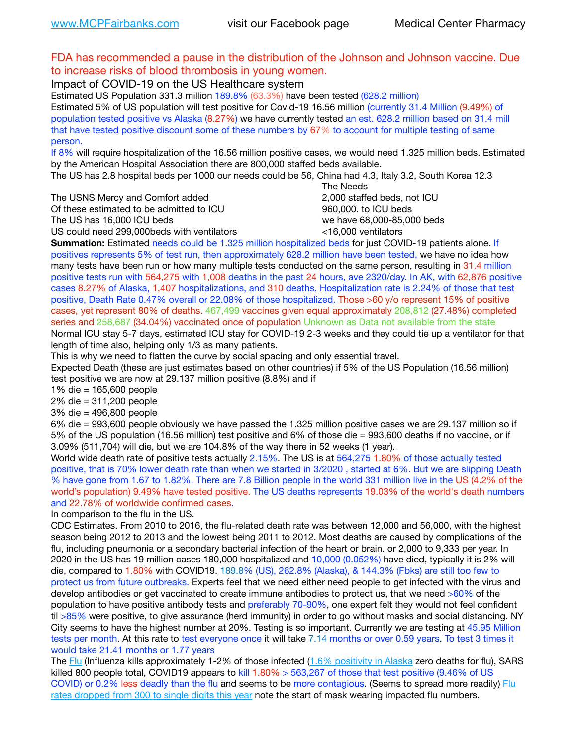FDA has recommended a pause in the distribution of the Johnson and Johnson vaccine. Due to increase risks of blood thrombosis in young women.

Impact of COVID-19 on the US Healthcare system

Estimated US Population 331.3 million 189.8% (63.3%) have been tested (628.2 million)

Estimated 5% of US population will test positive for Covid-19 16.56 million (currently 31.4 Million (9.49%) of population tested positive vs Alaska (8.27%) we have currently tested an est. 628.2 million based on 31.4 mill that have tested positive discount some of these numbers by 67% to account for multiple testing of same person.

If 8% will require hospitalization of the 16.56 million positive cases, we would need 1.325 million beds. Estimated by the American Hospital Association there are 800,000 staffed beds available.

The US has 2.8 hospital beds per 1000 our needs could be 56, China had 4.3, Italy 3.2, South Korea 12.3

| | The Needs |
|---|---|
| The USNS Mercy and Comfort added | 2,000 staffed beds, not ICU |
| Of these estimated to be admitted to ICU | 960,000. to ICU beds |
| The US has 16,000 ICU beds | we have 68,000-85,000 beds |
| US could need 299,000beds with ventilators | <16,000 ventilators |

**Summation:** Estimated needs could be 1.325 million hospitalized beds for just COVID-19 patients alone. If positives represents 5% of test run, then approximately 628.2 million have been tested, we have no idea how many tests have been run or how many multiple tests conducted on the same person, resulting in 31.4 million positive tests run with 564,275 with 1,008 deaths in the past 24 hours, ave 2320/day. In AK, with 62,876 positive cases 8.27% of Alaska, 1,407 hospitalizations, and 310 deaths. Hospitalization rate is 2.24% of those that test positive, Death Rate 0.47% overall or 22.08% of those hospitalized. Those >60 y/o represent 15% of positive cases, yet represent 80% of deaths. 467,499 vaccines given equal approximately 208,812 (27.48%) completed series and 258,687 (34.04%) vaccinated once of population Unknown as Data not available from the state

Normal ICU stay 5-7 days, estimated ICU stay for COVID-19 2-3 weeks and they could tie up a ventilator for that length of time also, helping only 1/3 as many patients.

This is why we need to flatten the curve by social spacing and only essential travel.

Expected Death (these are just estimates based on other countries) if 5% of the US Population (16.56 million) test positive we are now at 29.137 million positive (8.8%) and if

1% die = 165,600 people

2% die = 311,200 people

3% die = 496,800 people

6% die = 993,600 people obviously we have passed the 1.325 million positive cases we are 29.137 million so if 5% of the US population (16.56 million) test positive and 6% of those die = 993,600 deaths if no vaccine, or if 3.09% (511,704) will die, but we are 104.8% of the way there in 52 weeks (1 year).

World wide death rate of positive tests actually 2.15%. The US is at 564,275 1.80% of those actually tested positive, that is 70% lower death rate than when we started in 3/2020 , started at 6%. But we are slipping Death % have gone from 1.67 to 1.82%. There are 7.8 Billion people in the world 331 million live in the US (4.2% of the world's population) 9.49% have tested positive. The US deaths represents 19.03% of the world's death numbers and 22.78% of worldwide confirmed cases.

In comparison to the flu in the US.

CDC Estimates. From 2010 to 2016, the flu-related death rate was between 12,000 and 56,000, with the highest season being 2012 to 2013 and the lowest being 2011 to 2012. Most deaths are caused by complications of the flu, including pneumonia or a secondary bacterial infection of the heart or brain. or 2,000 to 9,333 per year. In 2020 in the US has 19 million cases 180,000 hospitalized and 10,000 (0.052%) have died, typically it is 2% will die, compared to 1.80% with COVID19. 189.8% (US), 262.8% (Alaska), & 144.3% (Fbks) are still too few to protect us from future outbreaks. Experts feel that we need either need people to get infected with the virus and develop antibodies or get vaccinated to create immune antibodies to protect us, that we need >60% of the population to have positive antibody tests and preferably 70-90%, one expert felt they would not feel confident til >85% were positive, to give assurance (herd immunity) in order to go without masks and social distancing. NY City seems to have the highest number at 20%. Testing is so important. Currently we are testing at 45.95 Million tests per month. At this rate to test everyone once it will take 7.14 months or over 0.59 years. To test 3 times it would take 21.41 months or 1.77 years

The Flu (Influenza kills approximately 1-2% of those infected (1.6% positivity in Alaska zero deaths for flu), SARS killed 800 people total, COVID19 appears to kill 1.80% > 563,267 of those that test positive (9.46% of US COVID) or 0.2% less deadly than the flu and seems to be more contagious. (Seems to spread more readily) Flu rates dropped from 300 to single digits this year note the start of mask wearing impacted flu numbers.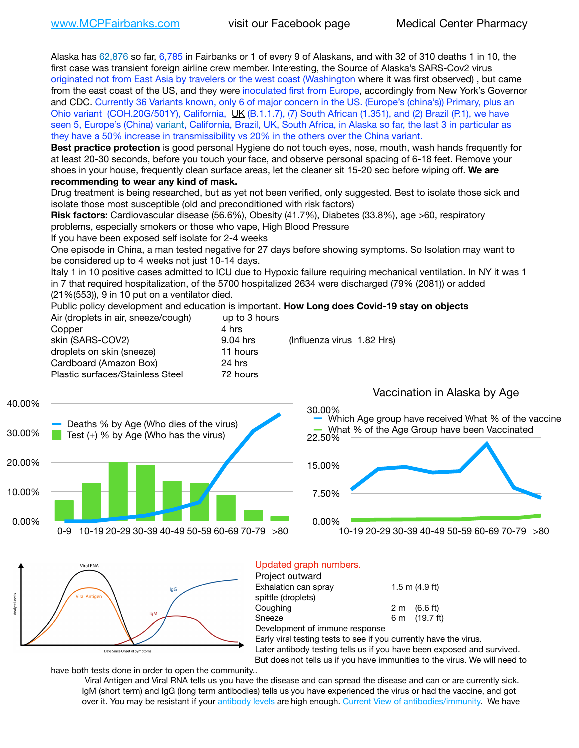www.MCPFairbanks.com visit our Facebook page Medical Center Pharmacy

Alaska has 62,876 so far, 6,785 in Fairbanks or 1 of every 9 of Alaskans, and with 32 of 310 deaths 1 in 10, the first case was transient foreign airline crew member. Interesting, the Source of Alaska's SARS-Cov2 virus originated not from East Asia by travelers or the west coast (Washington where it was first observed) , but came from the east coast of the US, and they were inoculated first from Europe, accordingly from New York's Governor and CDC. Currently 36 Variants known, only 6 of major concern in the US. (Europe's (china's)) Primary, plus an Ohio variant (COH.20G/501Y), California, UK (B.1.1.7), (7) South African (1.351), and (2) Brazil (P.1), we have seen 5, Europe's (China) variant, California, Brazil, UK, South Africa, in Alaska so far, the last 3 in particular as they have a 50% increase in transmissibility vs 20% in the others over the China variant.

**Best practice protection** is good personal Hygiene do not touch eyes, nose, mouth, wash hands frequently for at least 20-30 seconds, before you touch your face, and observe personal spacing of 6-18 feet. Remove your shoes in your house, frequently clean surface areas, let the cleaner sit 15-20 sec before wiping off. **We are recommending to wear any kind of mask.**

Drug treatment is being researched, but as yet not been verified, only suggested. Best to isolate those sick and isolate those most susceptible (old and preconditioned with risk factors)

**Risk factors:** Cardiovascular disease (56.6%), Obesity (41.7%), Diabetes (33.8%), age >60, respiratory problems, especially smokers or those who vape, High Blood Pressure

If you have been exposed self isolate for 2-4 weeks

One episode in China, a man tested negative for 27 days before showing symptoms. So Isolation may want to be considered up to 4 weeks not just 10-14 days.

Italy 1 in 10 positive cases admitted to ICU due to Hypoxic failure requiring mechanical ventilation. In NY it was 1 in 7 that required hospitalization, of the 5700 hospitalized 2634 were discharged (79% (2081)) or added (21%(553)), 9 in 10 put on a ventilator died.

Public policy development and education is important. **How Long does Covid-19 stay on objects**

| | | |
|---|---|---|
| Air (droplets in air, sneeze/cough) | up to 3 hours | |
| Copper | 4 hrs | |
| skin (SARS-COV2) | 9.04 hrs | (Influenza virus 1.82 Hrs) |
| droplets on skin (sneeze) | 11 hours | |
| Cardboard (Amazon Box) | 24 hrs | |
| Plastic surfaces/Stainless Steel | 72 hours | |

40.00%
30.00%
20.00%
10.00%
0.00%
Deaths % by Age (Who dies of the virus)
Test (+) % by Age (Who has the virus)
0-9 10-19 20-29 30-39 40-49 50-59 60-69 70-79 >80

Vaccination in Alaska by Age
30.00%
22.50%
15.00%
7.50%
0.00%
Which Age group have received What % of the vaccine
What % of the Age Group have been Vaccinated
10-19 20-29 30-39 40-49 50-59 60-69 70-79 >80

Viral RNA
Viral Antigen
IgG
IgM
Analyte Levels
Days Since Onset of Symptoms

Updated graph numbers.

Project outward

| | |
|---|---|
| Exhalation can spray spittle (droplets) | 1.5 m (4.9 ft) |
| Coughing | 2 m (6.6 ft) |
| Sneeze | 6 m (19.7 ft) |

Development of immune response

Early viral testing tests to see if you currently have the virus.

Later antibody testing tells us if you have been exposed and survived. But does not tells us if you have immunities to the virus. We will need to have both tests done in order to open the community..

Viral Antigen and Viral RNA tells us you have the disease and can spread the disease and can or are currently sick. IgM (short term) and IgG (long term antibodies) tells us you have experienced the virus or had the vaccine, and got over it. You may be resistant if your antibody levels are high enough. Current View of antibodies/immunity. We have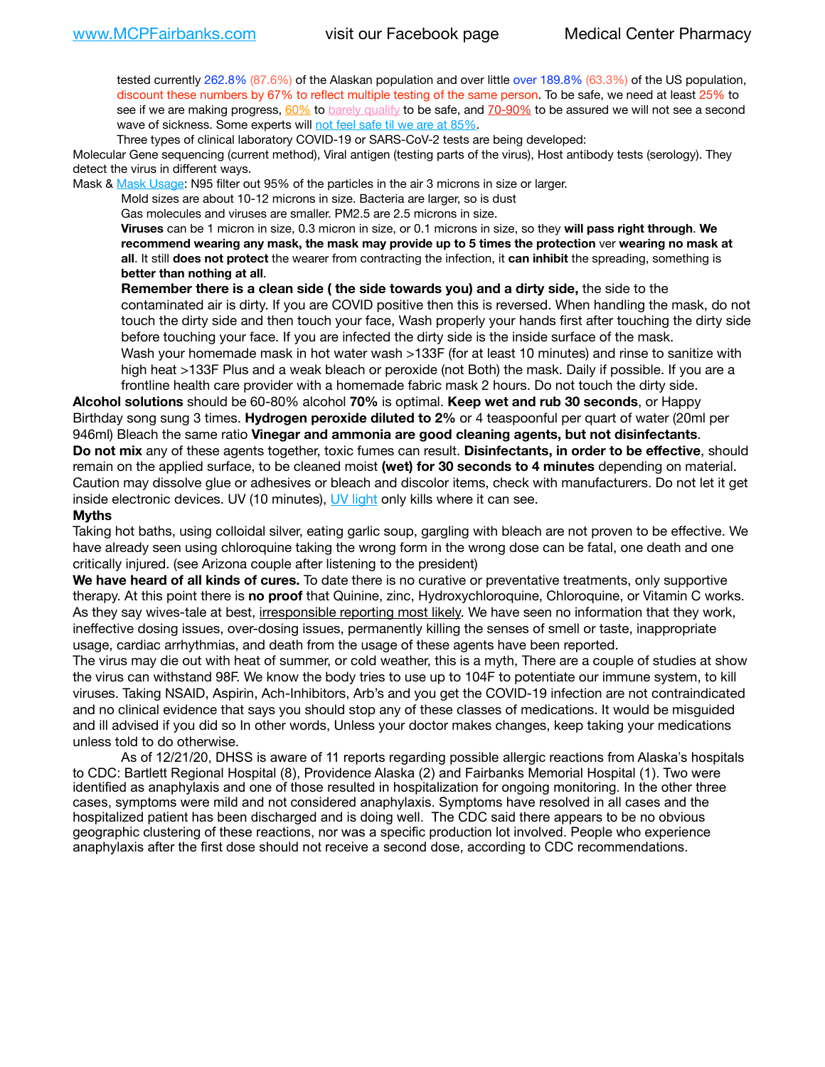tested currently 262.8% (87.6%) of the Alaskan population and over little over 189.8% (63.3%) of the US population, discount these numbers by 67% to reflect multiple testing of the same person. To be safe, we need at least 25% to see if we are making progress, 60% to barely qualify to be safe, and 70-90% to be assured we will not see a second wave of sickness. Some experts will not feel safe til we are at 85%.

Three types of clinical laboratory COVID-19 or SARS-CoV-2 tests are being developed:

Molecular Gene sequencing (current method), Viral antigen (testing parts of the virus), Host antibody tests (serology). They detect the virus in different ways.

Mask & Mask Usage: N95 filter out 95% of the particles in the air 3 microns in size or larger.

Mold sizes are about 10-12 microns in size. Bacteria are larger, so is dust

Gas molecules and viruses are smaller. PM2.5 are 2.5 microns in size.

**Viruses** can be 1 micron in size, 0.3 micron in size, or 0.1 microns in size, so they **will pass right through**. **We recommend wearing any mask, the mask may provide up to 5 times the protection** ver **wearing no mask at all**. It still **does not protect** the wearer from contracting the infection, it **can inhibit** the spreading, something is **better than nothing at all**.

**Remember there is a clean side ( the side towards you) and a dirty side,** the side to the contaminated air is dirty. If you are COVID positive then this is reversed. When handling the mask, do not touch the dirty side and then touch your face, Wash properly your hands first after touching the dirty side before touching your face. If you are infected the dirty side is the inside surface of the mask.

Wash your homemade mask in hot water wash >133F (for at least 10 minutes) and rinse to sanitize with high heat >133F Plus and a weak bleach or peroxide (not Both) the mask. Daily if possible. If you are a frontline health care provider with a homemade fabric mask 2 hours. Do not touch the dirty side.

**Alcohol solutions** should be 60-80% alcohol **70%** is optimal. **Keep wet and rub 30 seconds**, or Happy Birthday song sung 3 times. **Hydrogen peroxide diluted to 2%** or 4 teaspoonful per quart of water (20ml per 946ml) Bleach the same ratio **Vinegar and ammonia are good cleaning agents, but not disinfectants**. **Do not mix** any of these agents together, toxic fumes can result. **Disinfectants, in order to be effective**, should remain on the applied surface, to be cleaned moist **(wet) for 30 seconds to 4 minutes** depending on material. Caution may dissolve glue or adhesives or bleach and discolor items, check with manufacturers. Do not let it get inside electronic devices. UV (10 minutes), UV light only kills where it can see.

**Myths**

Taking hot baths, using colloidal silver, eating garlic soup, gargling with bleach are not proven to be effective. We have already seen using chloroquine taking the wrong form in the wrong dose can be fatal, one death and one critically injured. (see Arizona couple after listening to the president)

**We have heard of all kinds of cures.** To date there is no curative or preventative treatments, only supportive therapy. At this point there is **no proof** that Quinine, zinc, Hydroxychloroquine, Chloroquine, or Vitamin C works. As they say wives-tale at best, irresponsible reporting most likely. We have seen no information that they work, ineffective dosing issues, over-dosing issues, permanently killing the senses of smell or taste, inappropriate usage, cardiac arrhythmias, and death from the usage of these agents have been reported.

The virus may die out with heat of summer, or cold weather, this is a myth, There are a couple of studies at show the virus can withstand 98F. We know the body tries to use up to 104F to potentiate our immune system, to kill viruses. Taking NSAID, Aspirin, Ach-Inhibitors, Arb's and you get the COVID-19 infection are not contraindicated and no clinical evidence that says you should stop any of these classes of medications. It would be misguided and ill advised if you did so In other words, Unless your doctor makes changes, keep taking your medications unless told to do otherwise.

As of 12/21/20, DHSS is aware of 11 reports regarding possible allergic reactions from Alaska's hospitals to CDC: Bartlett Regional Hospital (8), Providence Alaska (2) and Fairbanks Memorial Hospital (1). Two were identified as anaphylaxis and one of those resulted in hospitalization for ongoing monitoring. In the other three cases, symptoms were mild and not considered anaphylaxis. Symptoms have resolved in all cases and the hospitalized patient has been discharged and is doing well. The CDC said there appears to be no obvious geographic clustering of these reactions, nor was a specific production lot involved. People who experience anaphylaxis after the first dose should not receive a second dose, according to CDC recommendations.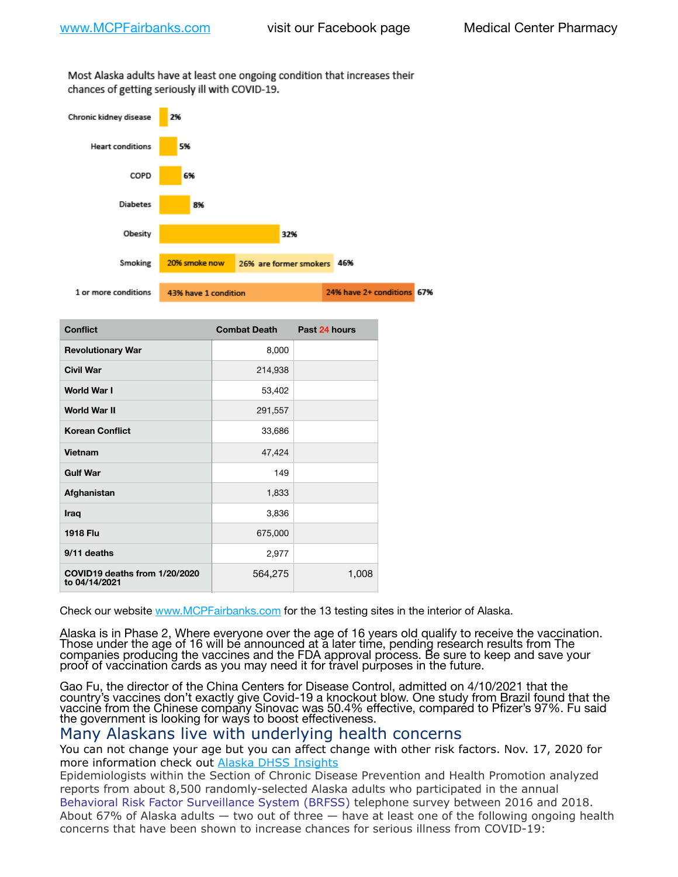Most Alaska adults have at least one ongoing condition that increases their chances of getting seriously ill with COVID-19.

Chronic kidney disease 2%

Heart conditions 5%

COPD 6%

Diabetes 8%

Obesity 32%

Smoking 20% smoke now 26% are former smokers 46%

1 or more conditions 43% have 1 condition 24% have 2+ conditions 67%

| Conflict | Combat Death | Past 24 hours |
|---|---|---|
| Revolutionary War | 8,000 | |
| Civil War | 214,938 | |
| World War I | 53,402 | |
| World War II | 291,557 | |
| Korean Conflict | 33,686 | |
| Vietnam | 47,424 | |
| Gulf War | 149 | |
| Afghanistan | 1,833 | |
| Iraq | 3,836 | |
| 1918 Flu | 675,000 | |
| 9/11 deaths | 2,977 | |
| COVID19 deaths from 1/20/2020 to 04/14/2021 | 564,275 | 1,008 |

Check our website www.MCPFairbanks.com for the 13 testing sites in the interior of Alaska.

Alaska is in Phase 2, Where everyone over the age of 16 years old qualify to receive the vaccination. Those under the age of 16 will be announced at a later time, pending research results from The companies producing the vaccines and the FDA approval process. Be sure to keep and save your proof of vaccination cards as you may need it for travel purposes in the future.

Gao Fu, the director of the China Centers for Disease Control, admitted on 4/10/2021 that the country's vaccines don't exactly give Covid-19 a knockout blow. One study from Brazil found that the vaccine from the Chinese company Sinovac was 50.4% effective, compared to Pfizer's 97%. Fu said the government is looking for ways to boost effectiveness.

## Many Alaskans live with underlying health concerns

You can not change your age but you can affect change with other risk factors. Nov. 17, 2020 for more information check out Alaska DHSS Insights

Epidemiologists within the Section of Chronic Disease Prevention and Health Promotion analyzed reports from about 8,500 randomly-selected Alaska adults who participated in the annual Behavioral Risk Factor Surveillance System (BRFSS) telephone survey between 2016 and 2018. About 67% of Alaska adults — two out of three — have at least one of the following ongoing health concerns that have been shown to increase chances for serious illness from COVID-19: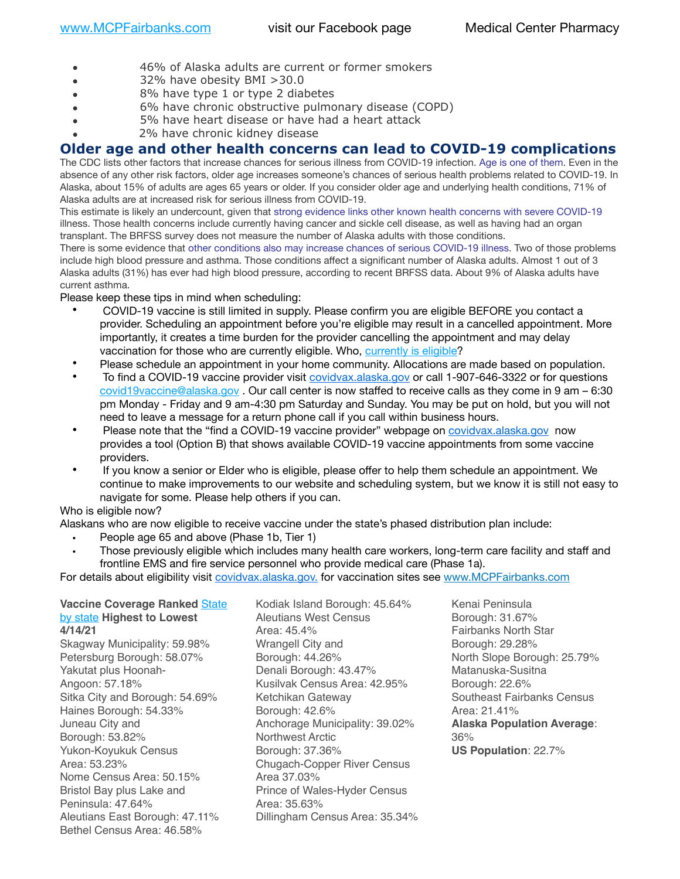- 46% of Alaska adults are current or former smokers
- 32% have obesity BMI >30.0
- 8% have type 1 or type 2 diabetes
- 6% have chronic obstructive pulmonary disease (COPD)
- 5% have heart disease or have had a heart attack
- 2% have chronic kidney disease

## Older age and other health concerns can lead to COVID-19 complications

The CDC lists other factors that increase chances for serious illness from COVID-19 infection. Age is one of them. Even in the absence of any other risk factors, older age increases someone's chances of serious health problems related to COVID-19. In Alaska, about 15% of adults are ages 65 years or older. If you consider older age and underlying health conditions, 71% of Alaska adults are at increased risk for serious illness from COVID-19.

This estimate is likely an undercount, given that strong evidence links other known health concerns with severe COVID-19 illness. Those health concerns include currently having cancer and sickle cell disease, as well as having had an organ transplant. The BRFSS survey does not measure the number of Alaska adults with those conditions.

There is some evidence that other conditions also may increase chances of serious COVID-19 illness. Two of those problems include high blood pressure and asthma. Those conditions affect a significant number of Alaska adults. Almost 1 out of 3 Alaska adults (31%) has ever had high blood pressure, according to recent BRFSS data. About 9% of Alaska adults have current asthma.

Please keep these tips in mind when scheduling:

- COVID-19 vaccine is still limited in supply. Please confirm you are eligible BEFORE you contact a provider. Scheduling an appointment before you're eligible may result in a cancelled appointment. More importantly, it creates a time burden for the provider cancelling the appointment and may delay vaccination for those who are currently eligible. Who, currently is eligible?
- Please schedule an appointment in your home community. Allocations are made based on population.
- To find a COVID-19 vaccine provider visit covidvax.alaska.gov or call 1-907-646-3322 or for questions covid19vaccine@alaska.gov . Our call center is now staffed to receive calls as they come in 9 am – 6:30 pm Monday - Friday and 9 am-4:30 pm Saturday and Sunday. You may be put on hold, but you will not need to leave a message for a return phone call if you call within business hours.
- Please note that the "find a COVID-19 vaccine provider" webpage on covidvax.alaska.gov now provides a tool (Option B) that shows available COVID-19 vaccine appointments from some vaccine providers.
- If you know a senior or Elder who is eligible, please offer to help them schedule an appointment. We continue to make improvements to our website and scheduling system, but we know it is still not easy to navigate for some. Please help others if you can.

Who is eligible now?

Alaskans who are now eligible to receive vaccine under the state's phased distribution plan include:

- People age 65 and above (Phase 1b, Tier 1)
- Those previously eligible which includes many health care workers, long-term care facility and staff and frontline EMS and fire service personnel who provide medical care (Phase 1a).

For details about eligibility visit covidvax.alaska.gov. for vaccination sites see www.MCPFairbanks.com

**Vaccine Coverage Ranked State by state Highest to Lowest 4/14/21**

Skagway Municipality: 59.98%
Petersburg Borough: 58.07%
Yakutat plus Hoonah-Angoon: 57.18%
Sitka City and Borough: 54.69%
Haines Borough: 54.33%
Juneau City and Borough: 53.82%
Yukon-Koyukuk Census Area: 53.23%
Nome Census Area: 50.15%
Bristol Bay plus Lake and Peninsula: 47.64%
Aleutians East Borough: 47.11%
Bethel Census Area: 46.58%
Kodiak Island Borough: 45.64%
Aleutians West Census Area: 45.4%
Wrangell City and Borough: 44.26%
Denali Borough: 43.47%
Kusilvak Census Area: 42.95%
Ketchikan Gateway Borough: 42.6%
Anchorage Municipality: 39.02%
Northwest Arctic Borough: 37.36%
Chugach-Copper River Census Area 37.03%
Prince of Wales-Hyder Census Area: 35.63%
Dillingham Census Area: 35.34%
Kenai Peninsula Borough: 31.67%
Fairbanks North Star Borough: 29.28%
North Slope Borough: 25.79%
Matanuska-Susitna Borough: 22.6%
Southeast Fairbanks Census Area: 21.41%
**Alaska Population Average**: 36%
**US Population**: 22.7%